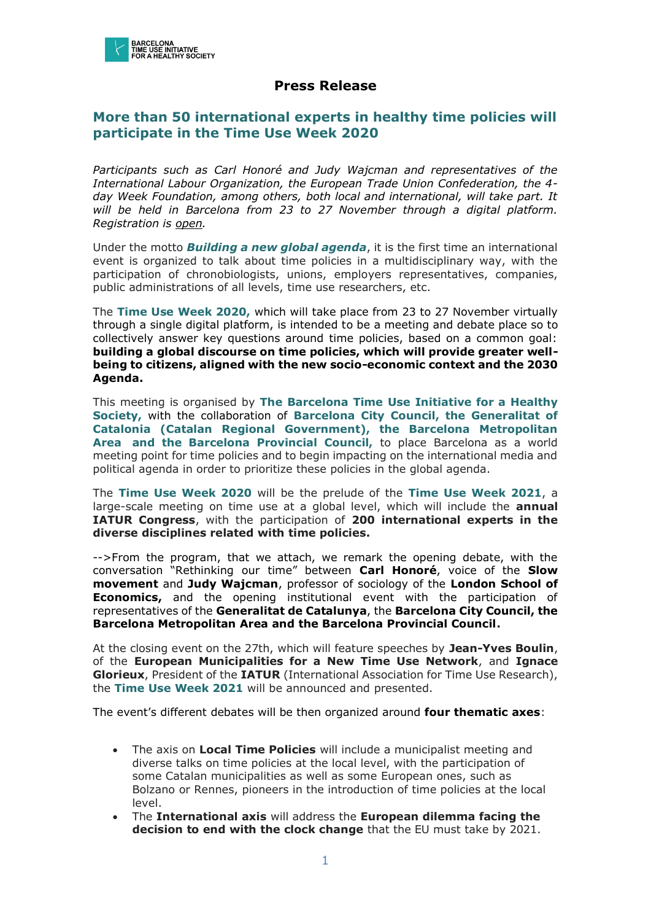# Press Release

## More than 50 international experts in healthy time policies will participate in the Time Use Week 2020

*Participants such as Carl Honoré and Judy Wajcman and representatives of the International Labour Organization, the European Trade Union Confederation, the 4-day Week Foundation, among others, both local and international, will take part. It will be held in Barcelona from 23 to 27 November through a digital platform. Registration is open.*

Under the motto ***Building a new global agenda***, it is the first time an international event is organized to talk about time policies in a multidisciplinary way, with the participation of chronobiologists, unions, employers representatives, companies, public administrations of all levels, time use researchers, etc.

The **Time Use Week 2020,** which will take place from 23 to 27 November virtually through a single digital platform, is intended to be a meeting and debate place so to collectively answer key questions around time policies, based on a common goal: **building a global discourse on time policies, which will provide greater well-being to citizens, aligned with the new socio-economic context and the 2030 Agenda.**

This meeting is organised by **The Barcelona Time Use Initiative for a Healthy Society,** with the collaboration of **Barcelona City Council, the Generalitat of Catalonia (Catalan Regional Government), the Barcelona Metropolitan Area and the Barcelona Provincial Council,** to place Barcelona as a world meeting point for time policies and to begin impacting on the international media and political agenda in order to prioritize these policies in the global agenda.

The **Time Use Week 2020** will be the prelude of the **Time Use Week 2021**, a large-scale meeting on time use at a global level, which will include the **annual IATUR Congress**, with the participation of **200 international experts in the diverse disciplines related with time policies.**

-->From the program, that we attach, we remark the opening debate, with the conversation "Rethinking our time" between **Carl Honoré**, voice of the **Slow movement** and **Judy Wajcman**, professor of sociology of the **London School of Economics,** and the opening institutional event with the participation of representatives of the **Generalitat de Catalunya**, the **Barcelona City Council, the Barcelona Metropolitan Area and the Barcelona Provincial Council.**

At the closing event on the 27th, which will feature speeches by **Jean-Yves Boulin**, of the **European Municipalities for a New Time Use Network**, and **Ignace Glorieux**, President of the **IATUR** (International Association for Time Use Research), the **Time Use Week 2021** will be announced and presented.

The event's different debates will be then organized around **four thematic axes**:

- The axis on **Local Time Policies** will include a municipalist meeting and diverse talks on time policies at the local level, with the participation of some Catalan municipalities as well as some European ones, such as Bolzano or Rennes, pioneers in the introduction of time policies at the local level.
- The **International axis** will address the **European dilemma facing the decision to end with the clock change** that the EU must take by 2021.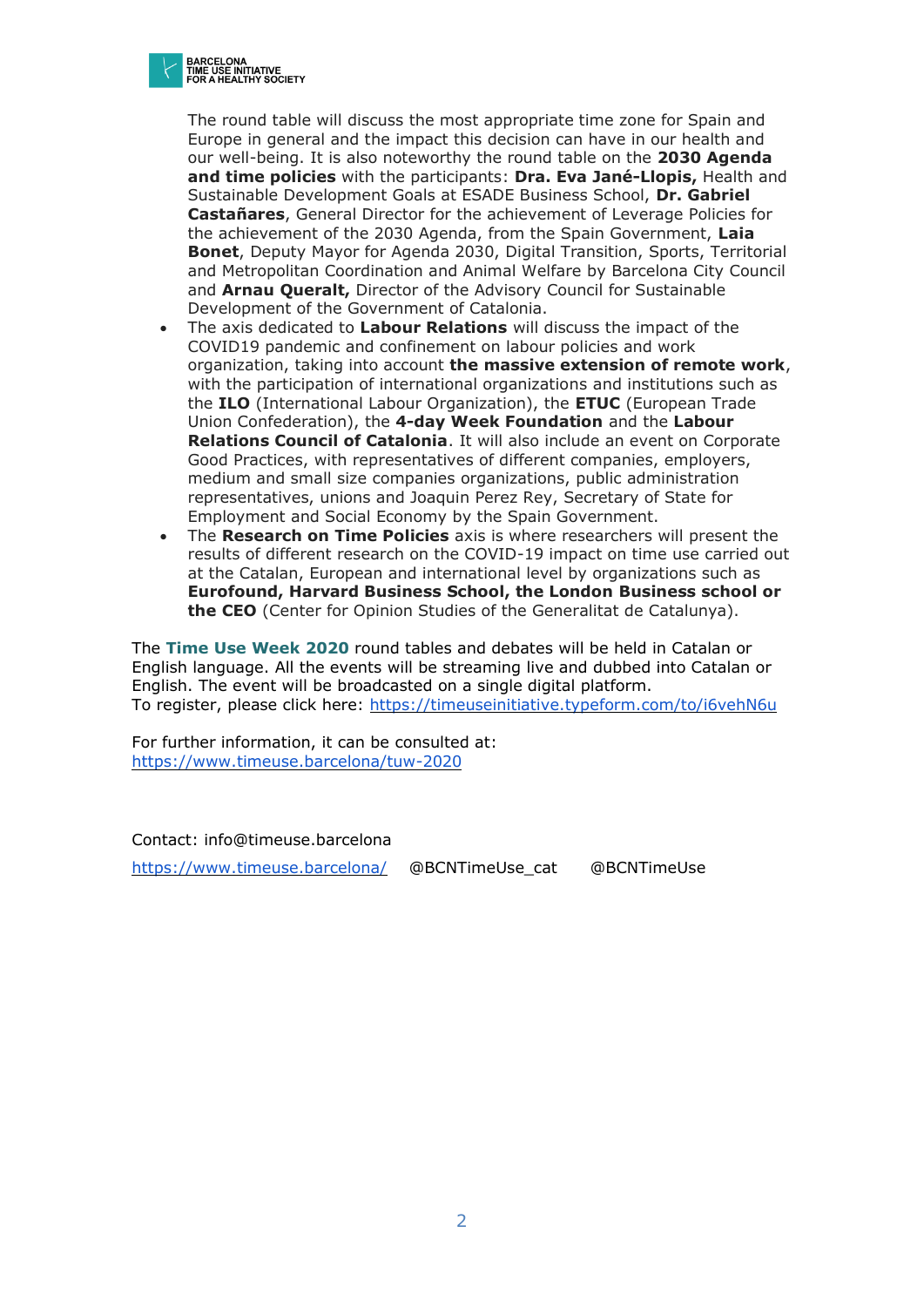The round table will discuss the most appropriate time zone for Spain and Europe in general and the impact this decision can have in our health and our well-being. It is also noteworthy the round table on the **2030 Agenda and time policies** with the participants: **Dra. Eva Jané-Llopis,** Health and Sustainable Development Goals at ESADE Business School, **Dr. Gabriel Castañares**, General Director for the achievement of Leverage Policies for the achievement of the 2030 Agenda, from the Spain Government, **Laia Bonet**, Deputy Mayor for Agenda 2030, Digital Transition, Sports, Territorial and Metropolitan Coordination and Animal Welfare by Barcelona City Council and **Arnau Queralt,** Director of the Advisory Council for Sustainable Development of the Government of Catalonia.

- The axis dedicated to **Labour Relations** will discuss the impact of the COVID19 pandemic and confinement on labour policies and work organization, taking into account **the massive extension of remote work**, with the participation of international organizations and institutions such as the **ILO** (International Labour Organization), the **ETUC** (European Trade Union Confederation), the **4-day Week Foundation** and the **Labour Relations Council of Catalonia**. It will also include an event on Corporate Good Practices, with representatives of different companies, employers, medium and small size companies organizations, public administration representatives, unions and Joaquin Perez Rey, Secretary of State for Employment and Social Economy by the Spain Government.
- The **Research on Time Policies** axis is where researchers will present the results of different research on the COVID-19 impact on time use carried out at the Catalan, European and international level by organizations such as **Eurofound, Harvard Business School, the London Business school or the CEO** (Center for Opinion Studies of the Generalitat de Catalunya).

The **Time Use Week 2020** round tables and debates will be held in Catalan or English language. All the events will be streaming live and dubbed into Catalan or English. The event will be broadcasted on a single digital platform.
To register, please click here: https://timeuseinitiative.typeform.com/to/i6vehN6u

For further information, it can be consulted at:
https://www.timeuse.barcelona/tuw-2020

Contact: info@timeuse.barcelona

https://www.timeuse.barcelona/ @BCNTimeUse_cat @BCNTimeUse